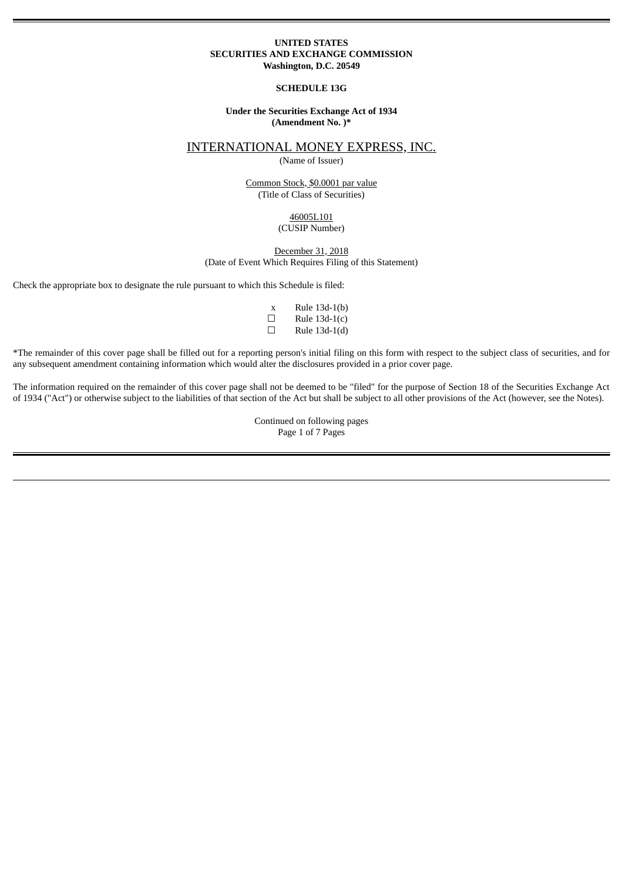**UNITED STATES**
**SECURITIES AND EXCHANGE COMMISSION**
**Washington, D.C. 20549**

**SCHEDULE 13G**

**Under the Securities Exchange Act of 1934**
**(Amendment No. )***

INTERNATIONAL MONEY EXPRESS, INC.
(Name of Issuer)

Common Stock, $0.0001 par value
(Title of Class of Securities)

46005L101
(CUSIP Number)

December 31, 2018
(Date of Event Which Requires Filing of this Statement)

Check the appropriate box to designate the rule pursuant to which this Schedule is filed:

x Rule 13d-1(b)
☐ Rule 13d-1(c)
☐ Rule 13d-1(d)

*The remainder of this cover page shall be filled out for a reporting person's initial filing on this form with respect to the subject class of securities, and for any subsequent amendment containing information which would alter the disclosures provided in a prior cover page.

The information required on the remainder of this cover page shall not be deemed to be "filed" for the purpose of Section 18 of the Securities Exchange Act of 1934 ("Act") or otherwise subject to the liabilities of that section of the Act but shall be subject to all other provisions of the Act (however, see the Notes).

Continued on following pages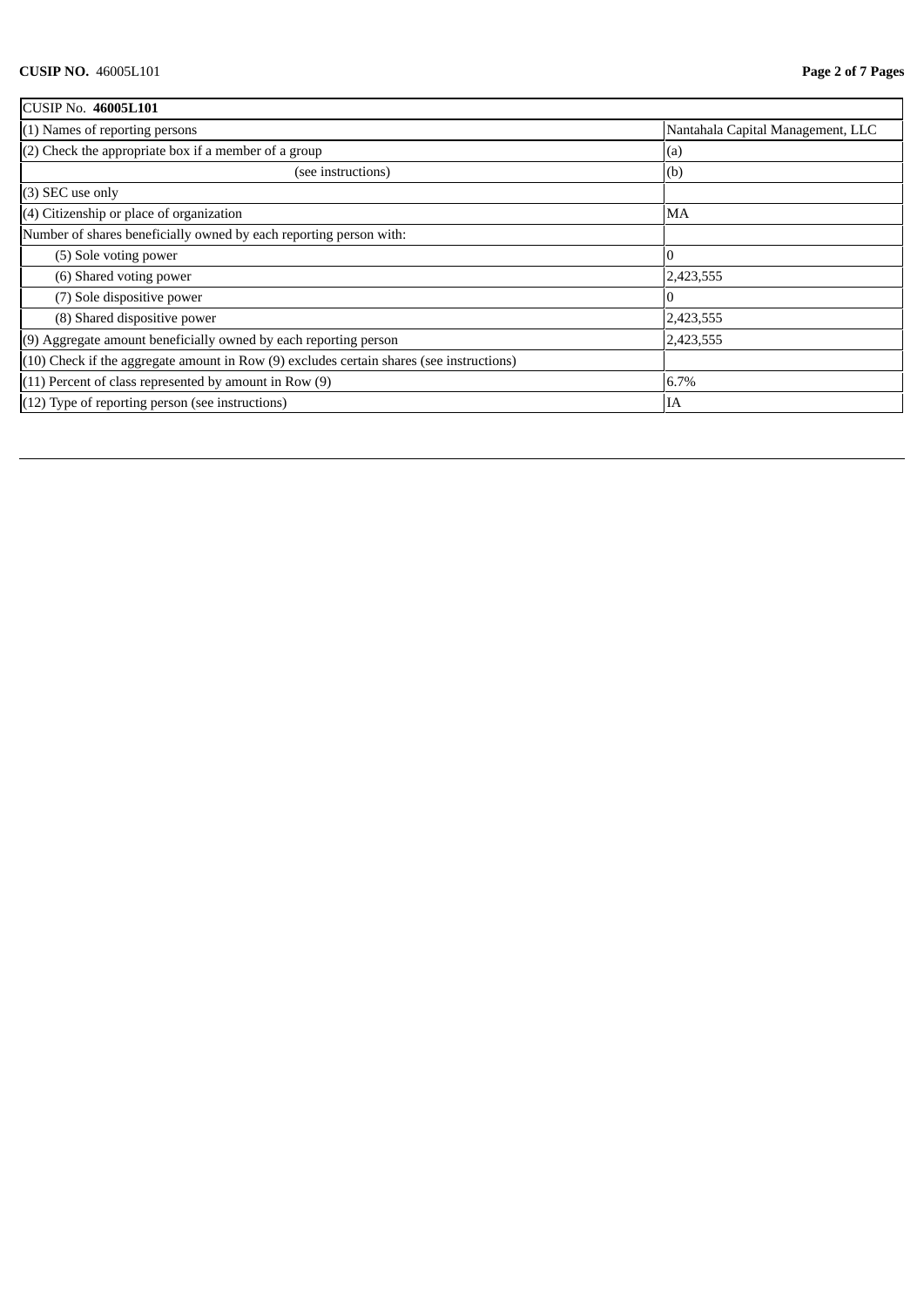| CUSIP No. **46005L101** | |
|---|---|
| (1) Names of reporting persons | Nantahala Capital Management, LLC |
| (2) Check the appropriate box if a member of a group | (a) |
| (see instructions) | (b) |
| (3) SEC use only | |
| (4) Citizenship or place of organization | MA |
| Number of shares beneficially owned by each reporting person with: | |
| (5) Sole voting power | 0 |
| (6) Shared voting power | 2,423,555 |
| (7) Sole dispositive power | 0 |
| (8) Shared dispositive power | 2,423,555 |
| (9) Aggregate amount beneficially owned by each reporting person | 2,423,555 |
| (10) Check if the aggregate amount in Row (9) excludes certain shares (see instructions) | |
| (11) Percent of class represented by amount in Row (9) | 6.7% |
| (12) Type of reporting person (see instructions) | IA |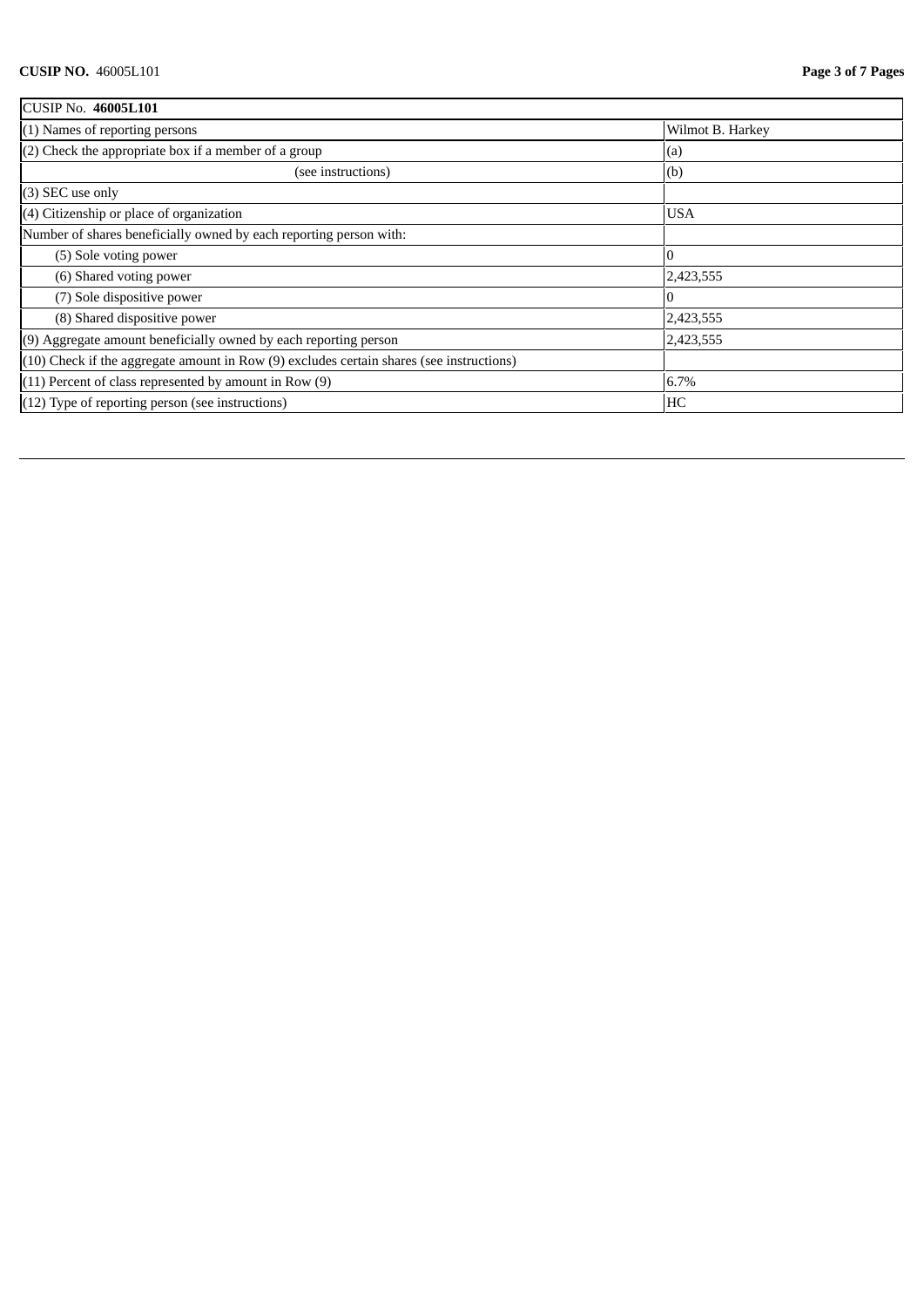| CUSIP No. **46005L101** | |
|---|---|
| (1) Names of reporting persons | Wilmot B. Harkey |
| (2) Check the appropriate box if a member of a group | (a) |
| (see instructions) | (b) |
| (3) SEC use only | |
| (4) Citizenship or place of organization | USA |
| Number of shares beneficially owned by each reporting person with: | |
| (5) Sole voting power | 0 |
| (6) Shared voting power | 2,423,555 |
| (7) Sole dispositive power | 0 |
| (8) Shared dispositive power | 2,423,555 |
| (9) Aggregate amount beneficially owned by each reporting person | 2,423,555 |
| (10) Check if the aggregate amount in Row (9) excludes certain shares (see instructions) | |
| (11) Percent of class represented by amount in Row (9) | 6.7% |
| (12) Type of reporting person (see instructions) | HC |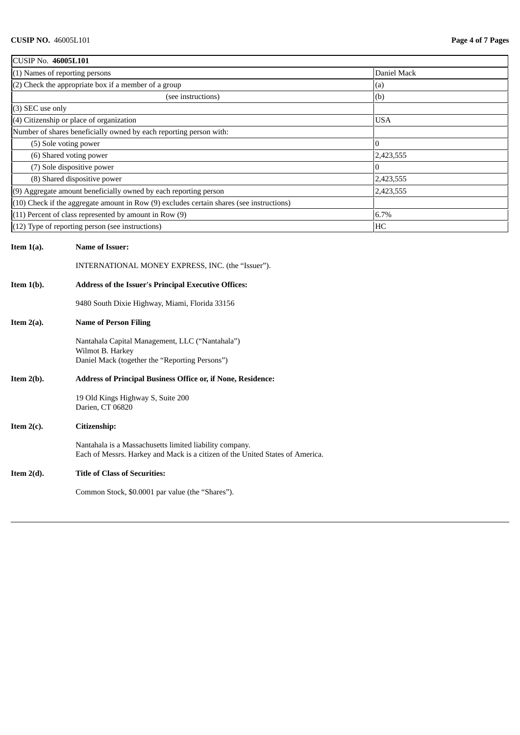| CUSIP No. **46005L101** | |
|---|---|
| (1) Names of reporting persons | Daniel Mack |
| (2) Check the appropriate box if a member of a group | (a) |
| (see instructions) | (b) |
| (3) SEC use only | |
| (4) Citizenship or place of organization | USA |
| Number of shares beneficially owned by each reporting person with: | |
| (5) Sole voting power | 0 |
| (6) Shared voting power | 2,423,555 |
| (7) Sole dispositive power | 0 |
| (8) Shared dispositive power | 2,423,555 |
| (9) Aggregate amount beneficially owned by each reporting person | 2,423,555 |
| (10) Check if the aggregate amount in Row (9) excludes certain shares (see instructions) | |
| (11) Percent of class represented by amount in Row (9) | 6.7% |
| (12) Type of reporting person (see instructions) | HC |

**Item 1(a).** **Name of Issuer:**

INTERNATIONAL MONEY EXPRESS, INC. (the "Issuer").

**Item 1(b).** **Address of the Issuer's Principal Executive Offices:**

9480 South Dixie Highway, Miami, Florida 33156

**Item 2(a).** **Name of Person Filing**

Nantahala Capital Management, LLC ("Nantahala")
Wilmot B. Harkey
Daniel Mack (together the "Reporting Persons")

**Item 2(b).** **Address of Principal Business Office or, if None, Residence:**

19 Old Kings Highway S, Suite 200
Darien, CT 06820

**Item 2(c).** **Citizenship:**

Nantahala is a Massachusetts limited liability company.
Each of Messrs. Harkey and Mack is a citizen of the United States of America.

**Item 2(d).** **Title of Class of Securities:**

Common Stock, $0.0001 par value (the "Shares").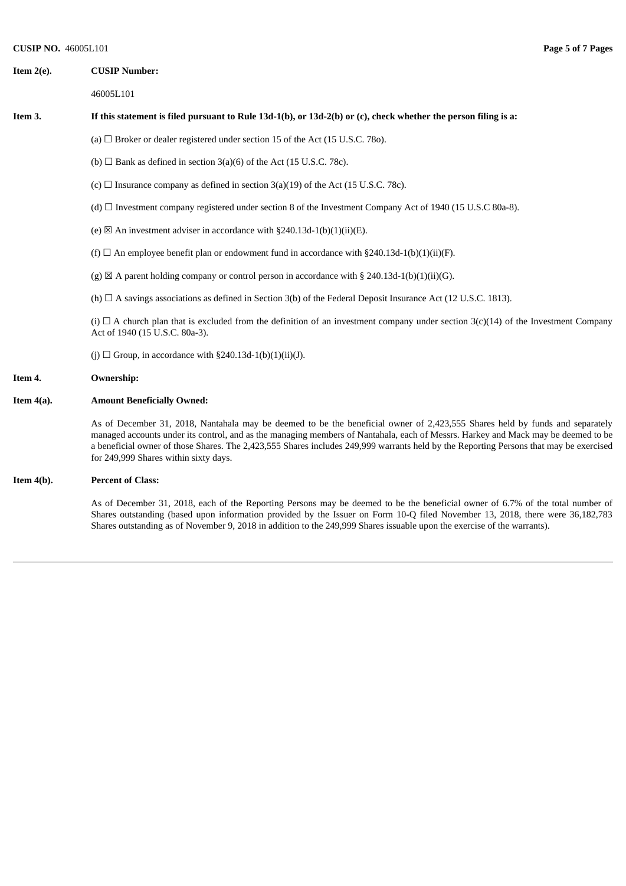**Item 2(e). CUSIP Number:**

46005L101

**Item 3. If this statement is filed pursuant to Rule 13d-1(b), or 13d-2(b) or (c), check whether the person filing is a:**

(a) ☐ Broker or dealer registered under section 15 of the Act (15 U.S.C. 78o).

(b) ☐ Bank as defined in section 3(a)(6) of the Act (15 U.S.C. 78c).

(c) ☐ Insurance company as defined in section 3(a)(19) of the Act (15 U.S.C. 78c).

(d) ☐ Investment company registered under section 8 of the Investment Company Act of 1940 (15 U.S.C 80a-8).

(e) ☒ An investment adviser in accordance with §240.13d-1(b)(1)(ii)(E).

(f) ☐ An employee benefit plan or endowment fund in accordance with §240.13d-1(b)(1)(ii)(F).

(g) ☒ A parent holding company or control person in accordance with § 240.13d-1(b)(1)(ii)(G).

(h) ☐ A savings associations as defined in Section 3(b) of the Federal Deposit Insurance Act (12 U.S.C. 1813).

(i) ☐ A church plan that is excluded from the definition of an investment company under section 3(c)(14) of the Investment Company Act of 1940 (15 U.S.C. 80a-3).

(j) ☐ Group, in accordance with §240.13d-1(b)(1)(ii)(J).

**Item 4. Ownership:**

**Item 4(a). Amount Beneficially Owned:**

As of December 31, 2018, Nantahala may be deemed to be the beneficial owner of 2,423,555 Shares held by funds and separately managed accounts under its control, and as the managing members of Nantahala, each of Messrs. Harkey and Mack may be deemed to be a beneficial owner of those Shares. The 2,423,555 Shares includes 249,999 warrants held by the Reporting Persons that may be exercised for 249,999 Shares within sixty days.

**Item 4(b). Percent of Class:**

As of December 31, 2018, each of the Reporting Persons may be deemed to be the beneficial owner of 6.7% of the total number of Shares outstanding (based upon information provided by the Issuer on Form 10-Q filed November 13, 2018, there were 36,182,783 Shares outstanding as of November 9, 2018 in addition to the 249,999 Shares issuable upon the exercise of the warrants).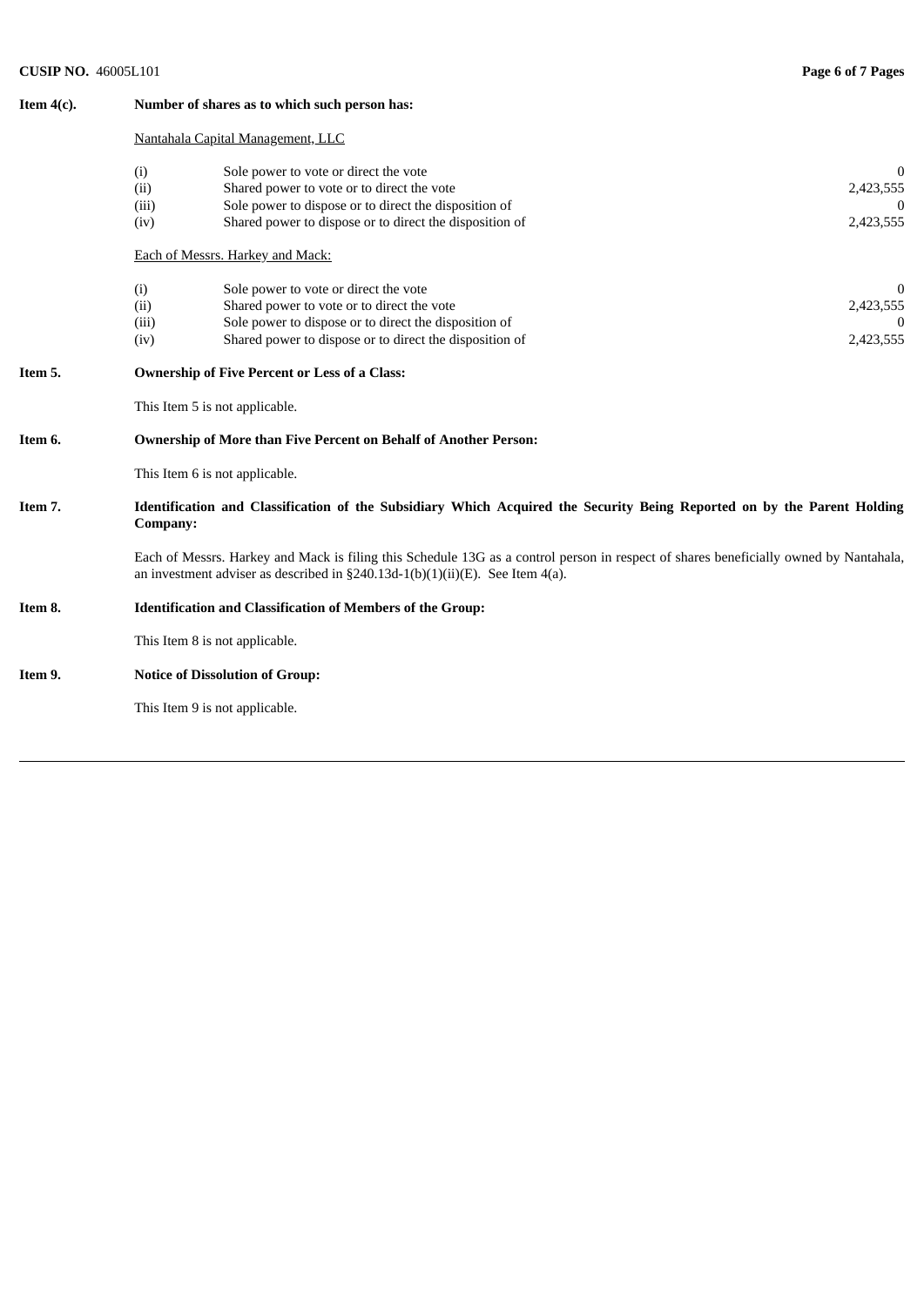**Item 4(c).** **Number of shares as to which such person has:**

Nantahala Capital Management, LLC

| | | |
|---|---|---|
| (i) | Sole power to vote or direct the vote | 0 |
| (ii) | Shared power to vote or to direct the vote | 2,423,555 |
| (iii) | Sole power to dispose or to direct the disposition of | 0 |
| (iv) | Shared power to dispose or to direct the disposition of | 2,423,555 |

Each of Messrs. Harkey and Mack:

| | | |
|---|---|---|
| (i) | Sole power to vote or direct the vote | 0 |
| (ii) | Shared power to vote or to direct the vote | 2,423,555 |
| (iii) | Sole power to dispose or to direct the disposition of | 0 |
| (iv) | Shared power to dispose or to direct the disposition of | 2,423,555 |

**Item 5.** **Ownership of Five Percent or Less of a Class:**

This Item 5 is not applicable.

**Item 6.** **Ownership of More than Five Percent on Behalf of Another Person:**

This Item 6 is not applicable.

**Item 7.** **Identification and Classification of the Subsidiary Which Acquired the Security Being Reported on by the Parent Holding Company:**

Each of Messrs. Harkey and Mack is filing this Schedule 13G as a control person in respect of shares beneficially owned by Nantahala, an investment adviser as described in §240.13d-1(b)(1)(ii)(E). See Item 4(a).

**Item 8.** **Identification and Classification of Members of the Group:**

This Item 8 is not applicable.

**Item 9.** **Notice of Dissolution of Group:**

This Item 9 is not applicable.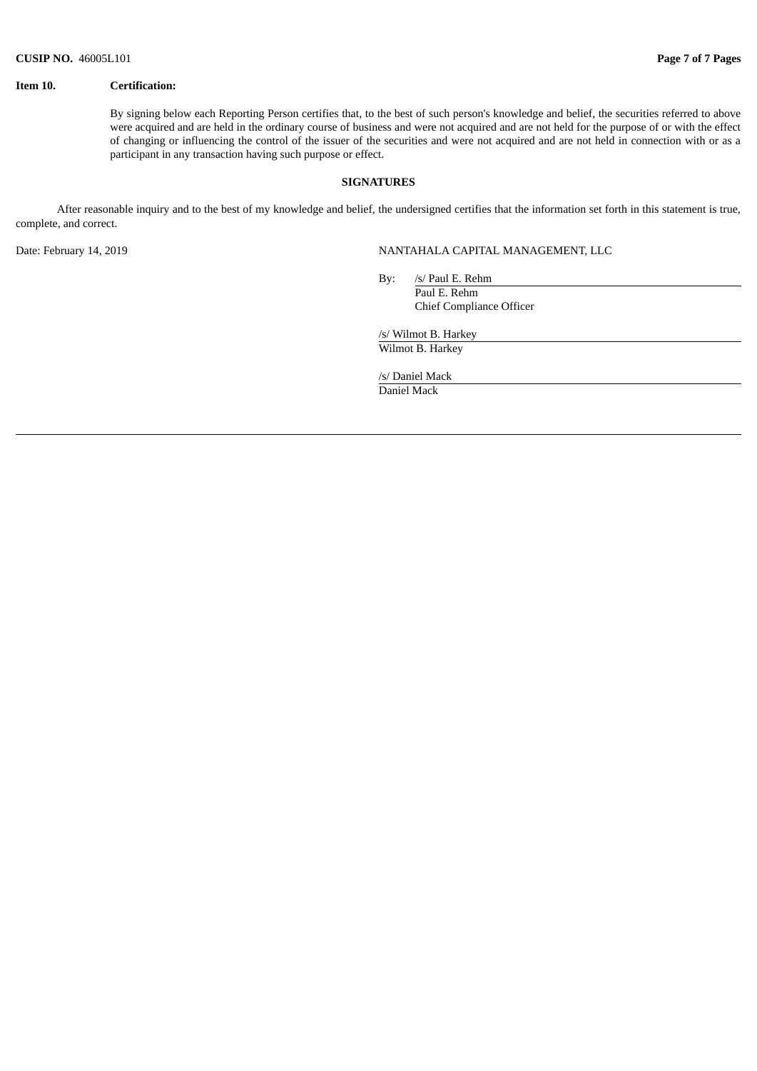**Item 10. Certification:**

By signing below each Reporting Person certifies that, to the best of such person's knowledge and belief, the securities referred to above were acquired and are held in the ordinary course of business and were not acquired and are not held for the purpose of or with the effect of changing or influencing the control of the issuer of the securities and were not acquired and are not held in connection with or as a participant in any transaction having such purpose or effect.

**SIGNATURES**

After reasonable inquiry and to the best of my knowledge and belief, the undersigned certifies that the information set forth in this statement is true, complete, and correct.

Date: February 14, 2019

NANTAHALA CAPITAL MANAGEMENT, LLC

By: /s/ Paul E. Rehm
Paul E. Rehm
Chief Compliance Officer

/s/ Wilmot B. Harkey
Wilmot B. Harkey

/s/ Daniel Mack
Daniel Mack